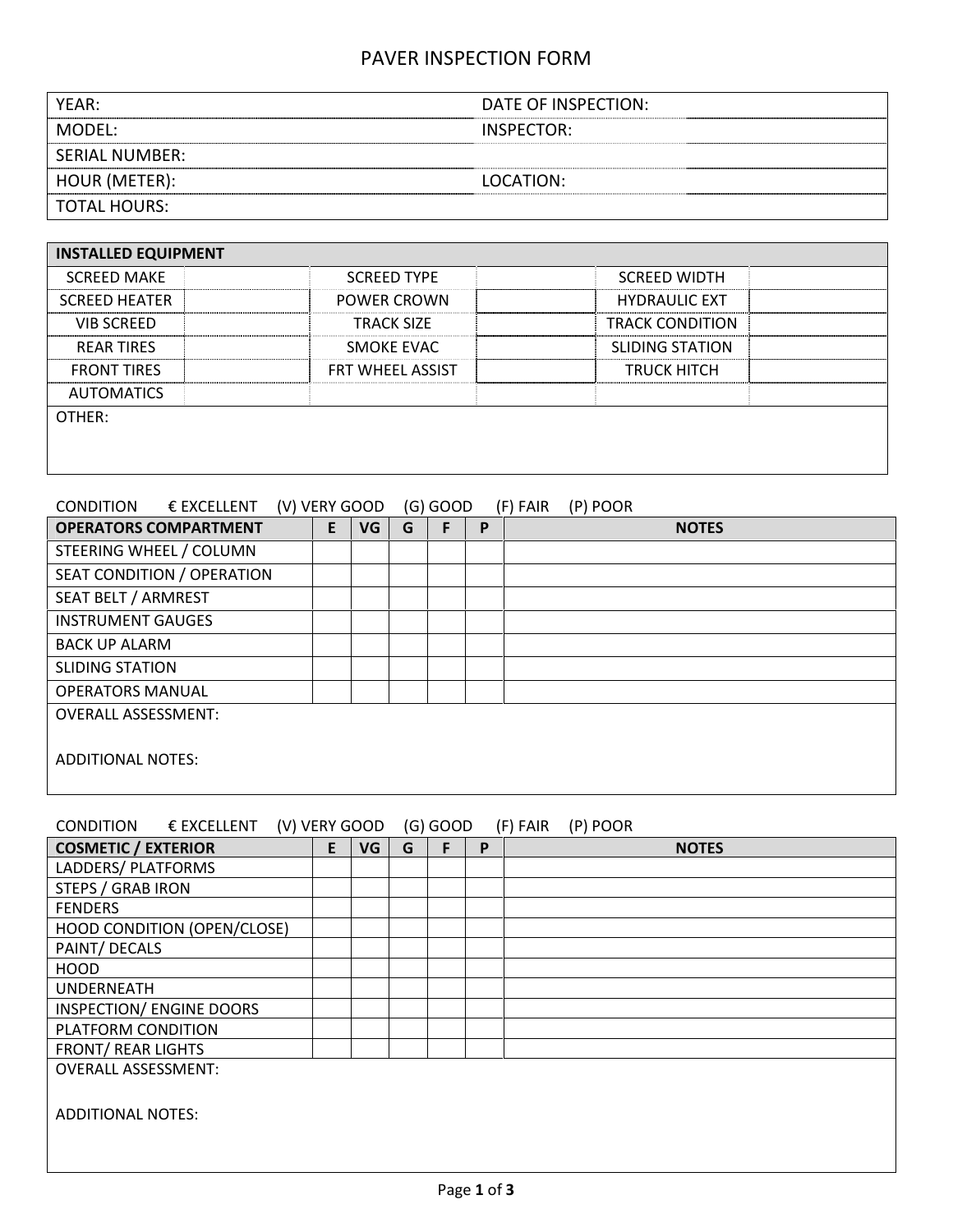# PAVER INSPECTION FORM

| | | | |
|---|---|---|---|
| YEAR: | | DATE OF INSPECTION: | |
| MODEL: | | INSPECTOR: | |
| SERIAL NUMBER: | | | |
| HOUR (METER): | | LOCATION: | |
| TOTAL HOURS: | | | |

| INSTALLED EQUIPMENT | | | | | |
|---|---|---|---|---|---|
| SCREED MAKE | | SCREED TYPE | | SCREED WIDTH | |
| SCREED HEATER | | POWER CROWN | | HYDRAULIC EXT | |
| VIB SCREED | | TRACK SIZE | | TRACK CONDITION | |
| REAR TIRES | | SMOKE EVAC | | SLIDING STATION | |
| FRONT TIRES | | FRT WHEEL ASSIST | | TRUCK HITCH | |
| AUTOMATICS | | | | | |
| OTHER: | | | | | |

CONDITION € EXCELLENT (V) VERY GOOD (G) GOOD (F) FAIR (P) POOR

| OPERATORS COMPARTMENT | E | VG | G | F | P | NOTES |
|---|---|---|---|---|---|---|
| STEERING WHEEL / COLUMN | | | | | | |
| SEAT CONDITION / OPERATION | | | | | | |
| SEAT BELT / ARMREST | | | | | | |
| INSTRUMENT GAUGES | | | | | | |
| BACK UP ALARM | | | | | | |
| SLIDING STATION | | | | | | |
| OPERATORS MANUAL | | | | | | |

OVERALL ASSESSMENT:

ADDITIONAL NOTES:

CONDITION € EXCELLENT (V) VERY GOOD (G) GOOD (F) FAIR (P) POOR

| COSMETIC / EXTERIOR | E | VG | G | F | P | NOTES |
|---|---|---|---|---|---|---|
| LADDERS/ PLATFORMS | | | | | | |
| STEPS / GRAB IRON | | | | | | |
| FENDERS | | | | | | |
| HOOD CONDITION (OPEN/CLOSE) | | | | | | |
| PAINT/ DECALS | | | | | | |
| HOOD | | | | | | |
| UNDERNEATH | | | | | | |
| INSPECTION/ ENGINE DOORS | | | | | | |
| PLATFORM CONDITION | | | | | | |
| FRONT/ REAR LIGHTS | | | | | | |

OVERALL ASSESSMENT:

ADDITIONAL NOTES: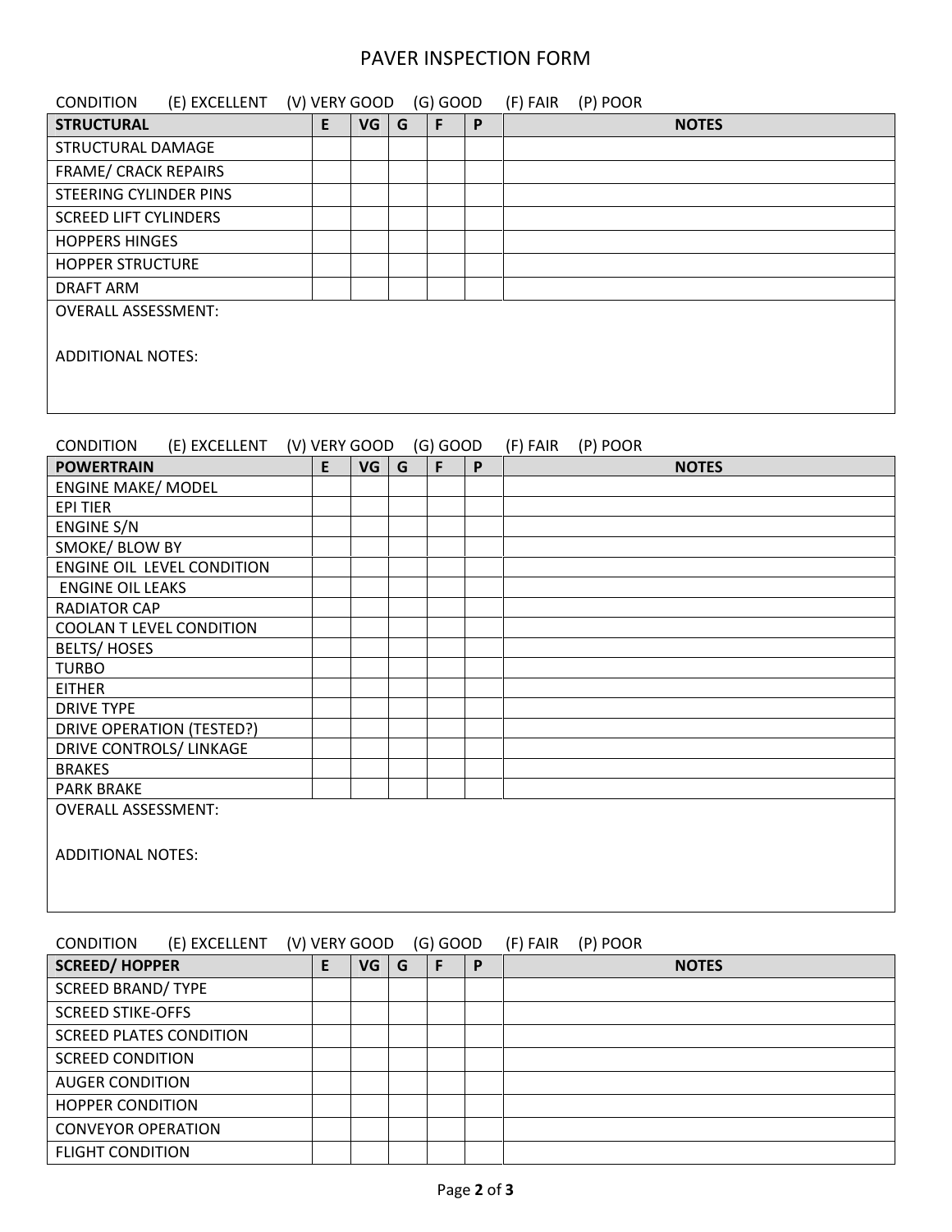# PAVER INSPECTION FORM

CONDITION (E) EXCELLENT (V) VERY GOOD (G) GOOD (F) FAIR (P) POOR

| STRUCTURAL | E | VG | G | F | P | NOTES |
|---|---|---|---|---|---|---|
| STRUCTURAL DAMAGE | | | | | | |
| FRAME/ CRACK REPAIRS | | | | | | |
| STEERING CYLINDER PINS | | | | | | |
| SCREED LIFT CYLINDERS | | | | | | |
| HOPPERS HINGES | | | | | | |
| HOPPER STRUCTURE | | | | | | |
| DRAFT ARM | | | | | | |
| OVERALL ASSESSMENT: | | | | | | |
| ADDITIONAL NOTES: | | | | | | |

CONDITION (E) EXCELLENT (V) VERY GOOD (G) GOOD (F) FAIR (P) POOR

| POWERTRAIN | E | VG | G | F | P | NOTES |
|---|---|---|---|---|---|---|
| ENGINE MAKE/ MODEL | | | | | | |
| EPI TIER | | | | | | |
| ENGINE S/N | | | | | | |
| SMOKE/ BLOW BY | | | | | | |
| ENGINE OIL LEVEL CONDITION | | | | | | |
| ENGINE OIL LEAKS | | | | | | |
| RADIATOR CAP | | | | | | |
| COOLAN T LEVEL CONDITION | | | | | | |
| BELTS/ HOSES | | | | | | |
| TURBO | | | | | | |
| EITHER | | | | | | |
| DRIVE TYPE | | | | | | |
| DRIVE OPERATION (TESTED?) | | | | | | |
| DRIVE CONTROLS/ LINKAGE | | | | | | |
| BRAKES | | | | | | |
| PARK BRAKE | | | | | | |
| OVERALL ASSESSMENT: | | | | | | |
| ADDITIONAL NOTES: | | | | | | |

CONDITION (E) EXCELLENT (V) VERY GOOD (G) GOOD (F) FAIR (P) POOR

| SCREED/ HOPPER | E | VG | G | F | P | NOTES |
|---|---|---|---|---|---|---|
| SCREED BRAND/ TYPE | | | | | | |
| SCREED STIKE-OFFS | | | | | | |
| SCREED PLATES CONDITION | | | | | | |
| SCREED CONDITION | | | | | | |
| AUGER CONDITION | | | | | | |
| HOPPER CONDITION | | | | | | |
| CONVEYOR OPERATION | | | | | | |
| FLIGHT CONDITION | | | | | | |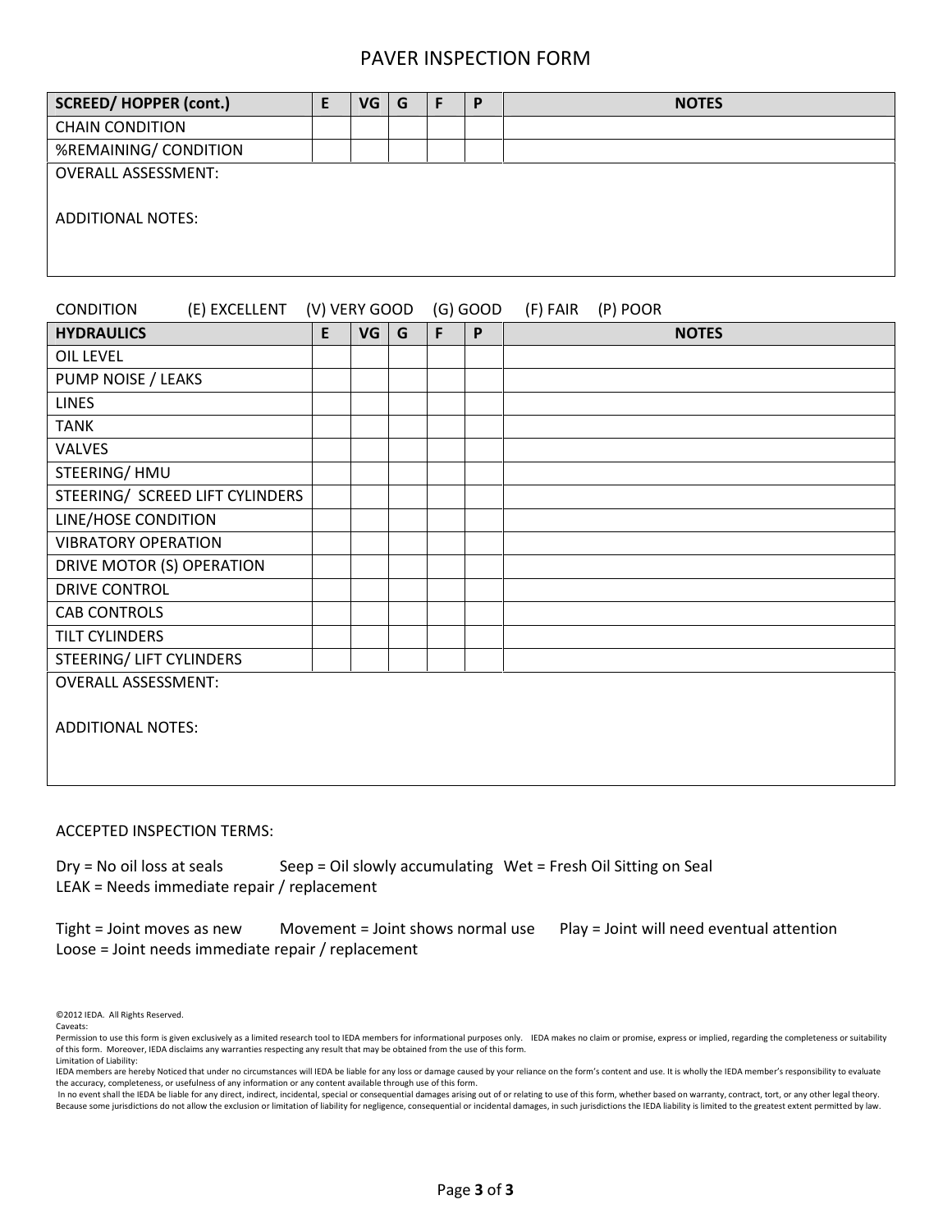# PAVER INSPECTION FORM

| SCREED/ HOPPER (cont.) | E | VG | G | F | P | NOTES |
|---|---|---|---|---|---|---|
| CHAIN CONDITION | | | | | | |
| %REMAINING/ CONDITION | | | | | | |

OVERALL ASSESSMENT:

ADDITIONAL NOTES:

CONDITION (E) EXCELLENT (V) VERY GOOD (G) GOOD (F) FAIR (P) POOR

| HYDRAULICS | E | VG | G | F | P | NOTES |
|---|---|---|---|---|---|---|
| OIL LEVEL | | | | | | |
| PUMP NOISE / LEAKS | | | | | | |
| LINES | | | | | | |
| TANK | | | | | | |
| VALVES | | | | | | |
| STEERING/ HMU | | | | | | |
| STEERING/ SCREED LIFT CYLINDERS | | | | | | |
| LINE/HOSE CONDITION | | | | | | |
| VIBRATORY OPERATION | | | | | | |
| DRIVE MOTOR (S) OPERATION | | | | | | |
| DRIVE CONTROL | | | | | | |
| CAB CONTROLS | | | | | | |
| TILT CYLINDERS | | | | | | |
| STEERING/ LIFT CYLINDERS | | | | | | |

OVERALL ASSESSMENT:

ADDITIONAL NOTES:

ACCEPTED INSPECTION TERMS:

Dry = No oil loss at seals Seep = Oil slowly accumulating Wet = Fresh Oil Sitting on Seal
LEAK = Needs immediate repair / replacement

Tight = Joint moves as new Movement = Joint shows normal use Play = Joint will need eventual attention
Loose = Joint needs immediate repair / replacement

©2012 IEDA. All Rights Reserved.
Caveats:
Permission to use this form is given exclusively as a limited research tool to IEDA members for informational purposes only. IEDA makes no claim or promise, express or implied, regarding the completeness or suitability of this form. Moreover, IEDA disclaims any warranties respecting any result that may be obtained from the use of this form.
Limitation of Liability:
IEDA members are hereby Noticed that under no circumstances will IEDA be liable for any loss or damage caused by your reliance on the form's content and use. It is wholly the IEDA member's responsibility to evaluate the accuracy, completeness, or usefulness of any information or any content available through use of this form.
In no event shall the IEDA be liable for any direct, indirect, incidental, special or consequential damages arising out of or relating to use of this form, whether based on warranty, contract, tort, or any other legal theory. Because some jurisdictions do not allow the exclusion or limitation of liability for negligence, consequential or incidental damages, in such jurisdictions the IEDA liability is limited to the greatest extent permitted by law.